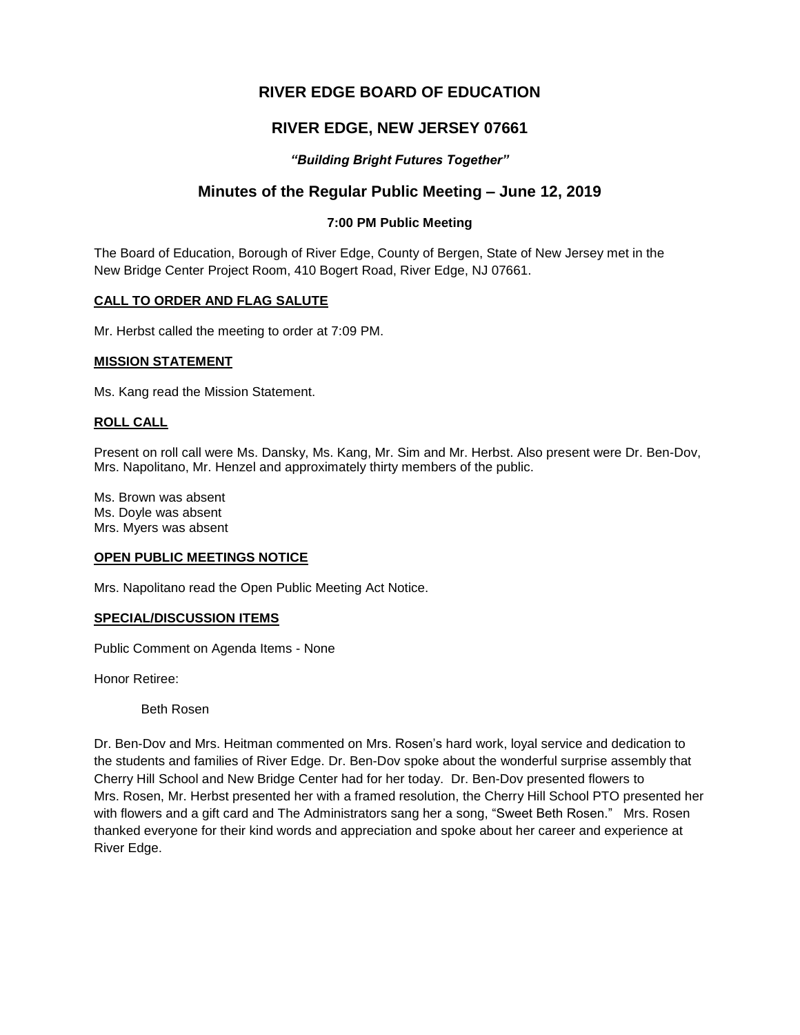# RIVER EDGE BOARD OF EDUCATION

## RIVER EDGE, NEW JERSEY 07661

***"Building Bright Futures Together"***

## Minutes of the Regular Public Meeting – June 12, 2019

**7:00 PM Public Meeting**

The Board of Education, Borough of River Edge, County of Bergen, State of New Jersey met in the New Bridge Center Project Room, 410 Bogert Road, River Edge, NJ 07661.

**CALL TO ORDER AND FLAG SALUTE**

Mr. Herbst called the meeting to order at 7:09 PM.

**MISSION STATEMENT**

Ms. Kang read the Mission Statement.

**ROLL CALL**

Present on roll call were Ms. Dansky, Ms. Kang, Mr. Sim and Mr. Herbst. Also present were Dr. Ben-Dov, Mrs. Napolitano, Mr. Henzel and approximately thirty members of the public.

Ms. Brown was absent
Ms. Doyle was absent
Mrs. Myers was absent

**OPEN PUBLIC MEETINGS NOTICE**

Mrs. Napolitano read the Open Public Meeting Act Notice.

**SPECIAL/DISCUSSION ITEMS**

Public Comment on Agenda Items - None

Honor Retiree:

Beth Rosen

Dr. Ben-Dov and Mrs. Heitman commented on Mrs. Rosen's hard work, loyal service and dedication to the students and families of River Edge. Dr. Ben-Dov spoke about the wonderful surprise assembly that Cherry Hill School and New Bridge Center had for her today. Dr. Ben-Dov presented flowers to Mrs. Rosen, Mr. Herbst presented her with a framed resolution, the Cherry Hill School PTO presented her with flowers and a gift card and The Administrators sang her a song, "Sweet Beth Rosen." Mrs. Rosen thanked everyone for their kind words and appreciation and spoke about her career and experience at River Edge.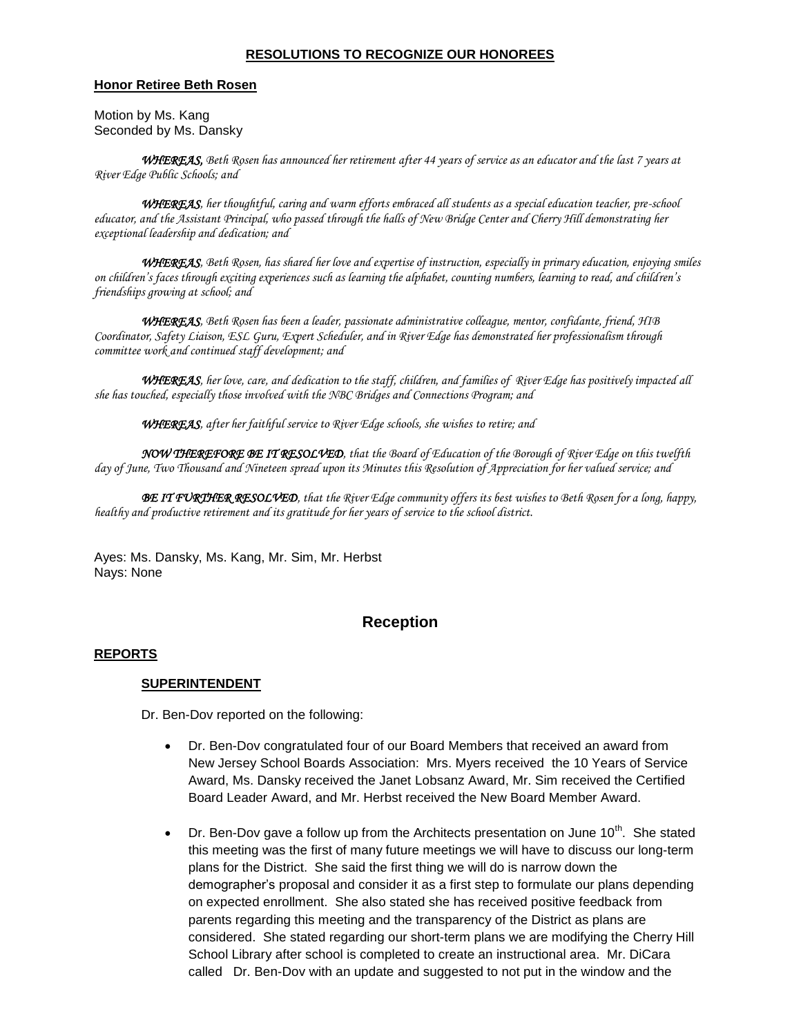## RESOLUTIONS TO RECOGNIZE OUR HONOREES

**Honor Retiree Beth Rosen**

Motion by Ms. Kang
Seconded by Ms. Dansky

*WHEREAS, Beth Rosen has announced her retirement after 44 years of service as an educator and the last 7 years at River Edge Public Schools; and*

*WHEREAS, her thoughtful, caring and warm efforts embraced all students as a special education teacher, pre-school educator, and the Assistant Principal, who passed through the halls of New Bridge Center and Cherry Hill demonstrating her exceptional leadership and dedication; and*

*WHEREAS, Beth Rosen, has shared her love and expertise of instruction, especially in primary education, enjoying smiles on children's faces through exciting experiences such as learning the alphabet, counting numbers, learning to read, and children's friendships growing at school; and*

*WHEREAS, Beth Rosen has been a leader, passionate administrative colleague, mentor, confidante, friend, HIB Coordinator, Safety Liaison, ESL Guru, Expert Scheduler, and in River Edge has demonstrated her professionalism through committee work and continued staff development; and*

*WHEREAS, her love, care, and dedication to the staff, children, and families of River Edge has positively impacted all she has touched, especially those involved with the NBC Bridges and Connections Program; and*

*WHEREAS, after her faithful service to River Edge schools, she wishes to retire; and*

*NOW THEREFORE BE IT RESOLVED, that the Board of Education of the Borough of River Edge on this twelfth day of June, Two Thousand and Nineteen spread upon its Minutes this Resolution of Appreciation for her valued service; and*

*BE IT FURTHER RESOLVED, that the River Edge community offers its best wishes to Beth Rosen for a long, happy, healthy and productive retirement and its gratitude for her years of service to the school district.*

Ayes: Ms. Dansky, Ms. Kang, Mr. Sim, Mr. Herbst
Nays: None

## Reception

**REPORTS**

**SUPERINTENDENT**

Dr. Ben-Dov reported on the following:

- Dr. Ben-Dov congratulated four of our Board Members that received an award from New Jersey School Boards Association: Mrs. Myers received the 10 Years of Service Award, Ms. Dansky received the Janet Lobsanz Award, Mr. Sim received the Certified Board Leader Award, and Mr. Herbst received the New Board Member Award.
- Dr. Ben-Dov gave a follow up from the Architects presentation on June 10th. She stated this meeting was the first of many future meetings we will have to discuss our long-term plans for the District. She said the first thing we will do is narrow down the demographer's proposal and consider it as a first step to formulate our plans depending on expected enrollment. She also stated she has received positive feedback from parents regarding this meeting and the transparency of the District as plans are considered. She stated regarding our short-term plans we are modifying the Cherry Hill School Library after school is completed to create an instructional area. Mr. DiCara called Dr. Ben-Dov with an update and suggested to not put in the window and the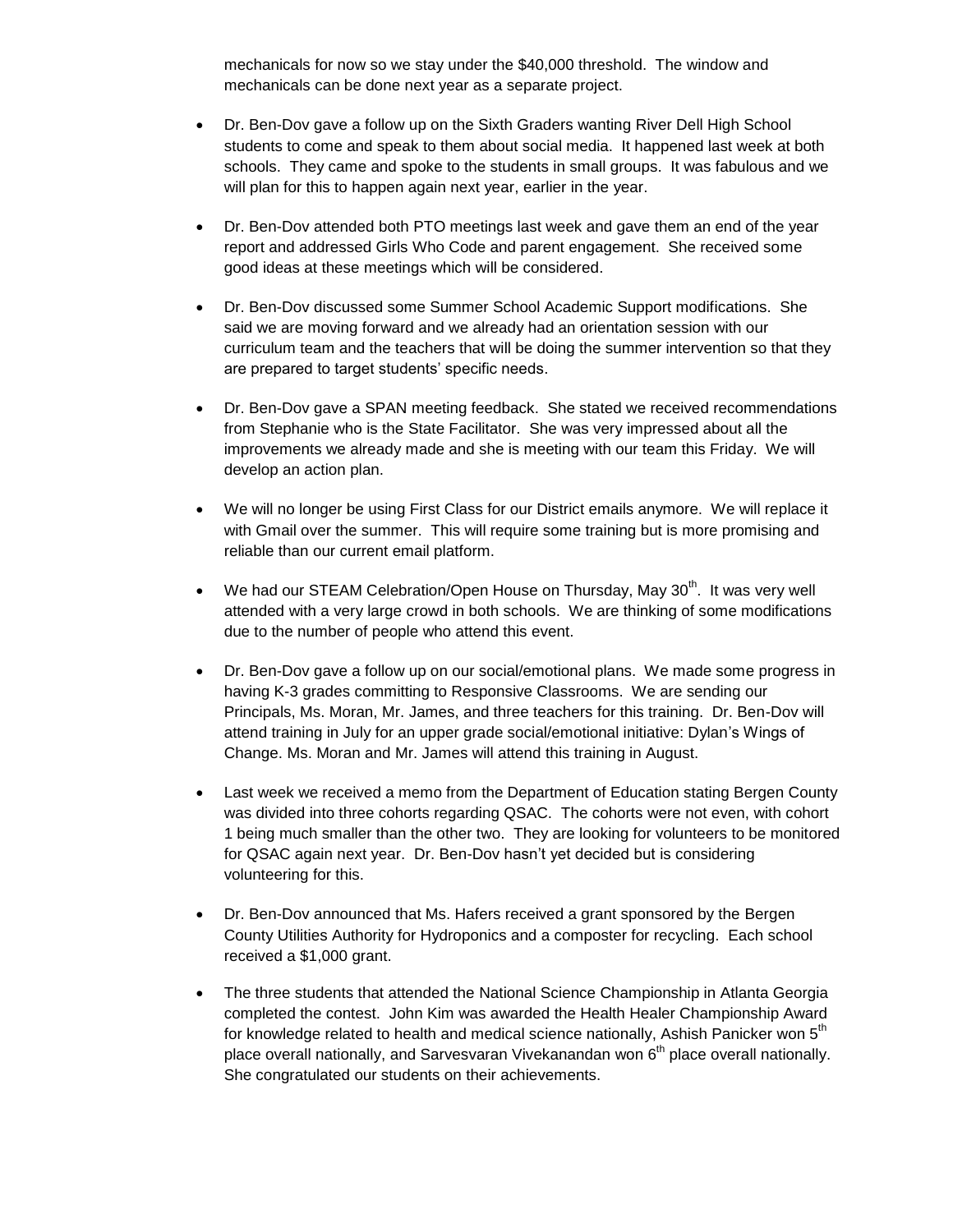mechanicals for now so we stay under the $40,000 threshold. The window and mechanicals can be done next year as a separate project.

- Dr. Ben-Dov gave a follow up on the Sixth Graders wanting River Dell High School students to come and speak to them about social media. It happened last week at both schools. They came and spoke to the students in small groups. It was fabulous and we will plan for this to happen again next year, earlier in the year.

- Dr. Ben-Dov attended both PTO meetings last week and gave them an end of the year report and addressed Girls Who Code and parent engagement. She received some good ideas at these meetings which will be considered.

- Dr. Ben-Dov discussed some Summer School Academic Support modifications. She said we are moving forward and we already had an orientation session with our curriculum team and the teachers that will be doing the summer intervention so that they are prepared to target students' specific needs.

- Dr. Ben-Dov gave a SPAN meeting feedback. She stated we received recommendations from Stephanie who is the State Facilitator. She was very impressed about all the improvements we already made and she is meeting with our team this Friday. We will develop an action plan.

- We will no longer be using First Class for our District emails anymore. We will replace it with Gmail over the summer. This will require some training but is more promising and reliable than our current email platform.

- We had our STEAM Celebration/Open House on Thursday, May 30th. It was very well attended with a very large crowd in both schools. We are thinking of some modifications due to the number of people who attend this event.

- Dr. Ben-Dov gave a follow up on our social/emotional plans. We made some progress in having K-3 grades committing to Responsive Classrooms. We are sending our Principals, Ms. Moran, Mr. James, and three teachers for this training. Dr. Ben-Dov will attend training in July for an upper grade social/emotional initiative: Dylan's Wings of Change. Ms. Moran and Mr. James will attend this training in August.

- Last week we received a memo from the Department of Education stating Bergen County was divided into three cohorts regarding QSAC. The cohorts were not even, with cohort 1 being much smaller than the other two. They are looking for volunteers to be monitored for QSAC again next year. Dr. Ben-Dov hasn't yet decided but is considering volunteering for this.

- Dr. Ben-Dov announced that Ms. Hafers received a grant sponsored by the Bergen County Utilities Authority for Hydroponics and a composter for recycling. Each school received a $1,000 grant.

- The three students that attended the National Science Championship in Atlanta Georgia completed the contest. John Kim was awarded the Health Healer Championship Award for knowledge related to health and medical science nationally, Ashish Panicker won 5th place overall nationally, and Sarvesvaran Vivekanandan won 6th place overall nationally. She congratulated our students on their achievements.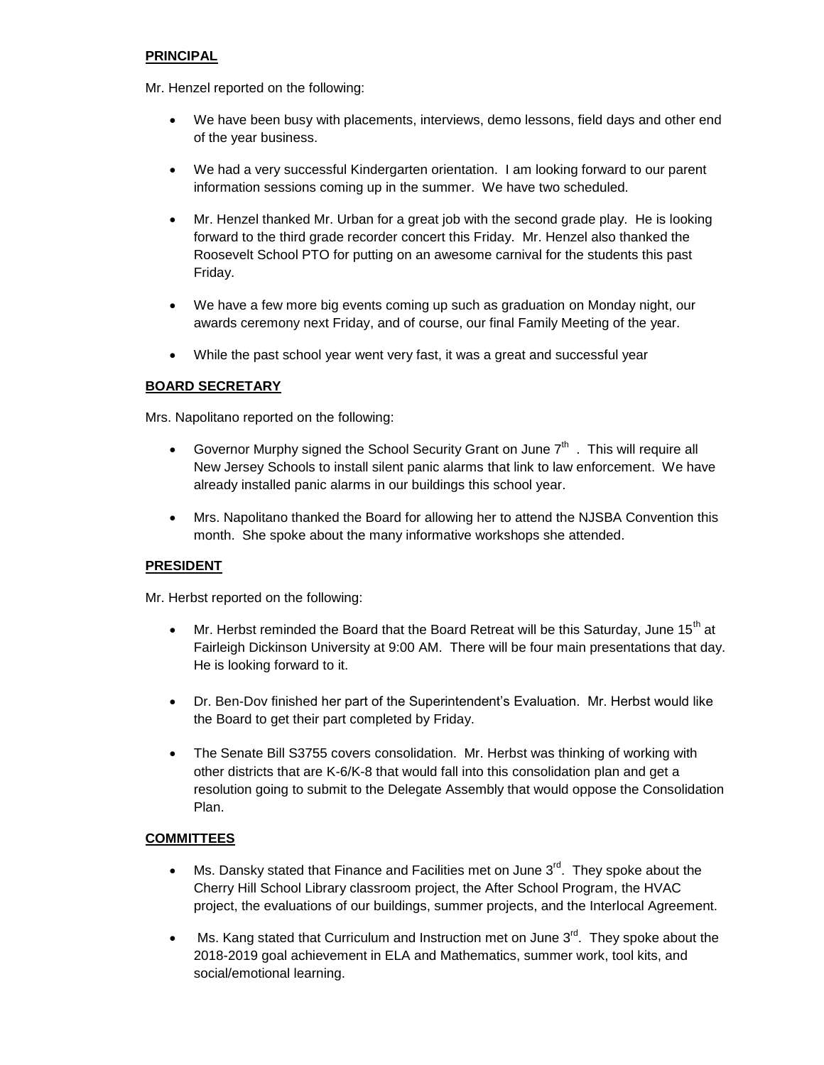**PRINCIPAL**

Mr. Henzel reported on the following:

- We have been busy with placements, interviews, demo lessons, field days and other end of the year business.
- We had a very successful Kindergarten orientation. I am looking forward to our parent information sessions coming up in the summer. We have two scheduled.
- Mr. Henzel thanked Mr. Urban for a great job with the second grade play. He is looking forward to the third grade recorder concert this Friday. Mr. Henzel also thanked the Roosevelt School PTO for putting on an awesome carnival for the students this past Friday.
- We have a few more big events coming up such as graduation on Monday night, our awards ceremony next Friday, and of course, our final Family Meeting of the year.
- While the past school year went very fast, it was a great and successful year

**BOARD SECRETARY**

Mrs. Napolitano reported on the following:

- Governor Murphy signed the School Security Grant on June 7th . This will require all New Jersey Schools to install silent panic alarms that link to law enforcement. We have already installed panic alarms in our buildings this school year.
- Mrs. Napolitano thanked the Board for allowing her to attend the NJSBA Convention this month. She spoke about the many informative workshops she attended.

**PRESIDENT**

Mr. Herbst reported on the following:

- Mr. Herbst reminded the Board that the Board Retreat will be this Saturday, June 15th at Fairleigh Dickinson University at 9:00 AM. There will be four main presentations that day. He is looking forward to it.
- Dr. Ben-Dov finished her part of the Superintendent's Evaluation. Mr. Herbst would like the Board to get their part completed by Friday.
- The Senate Bill S3755 covers consolidation. Mr. Herbst was thinking of working with other districts that are K-6/K-8 that would fall into this consolidation plan and get a resolution going to submit to the Delegate Assembly that would oppose the Consolidation Plan.

**COMMITTEES**

- Ms. Dansky stated that Finance and Facilities met on June 3rd. They spoke about the Cherry Hill School Library classroom project, the After School Program, the HVAC project, the evaluations of our buildings, summer projects, and the Interlocal Agreement.
- Ms. Kang stated that Curriculum and Instruction met on June 3rd. They spoke about the 2018-2019 goal achievement in ELA and Mathematics, summer work, tool kits, and social/emotional learning.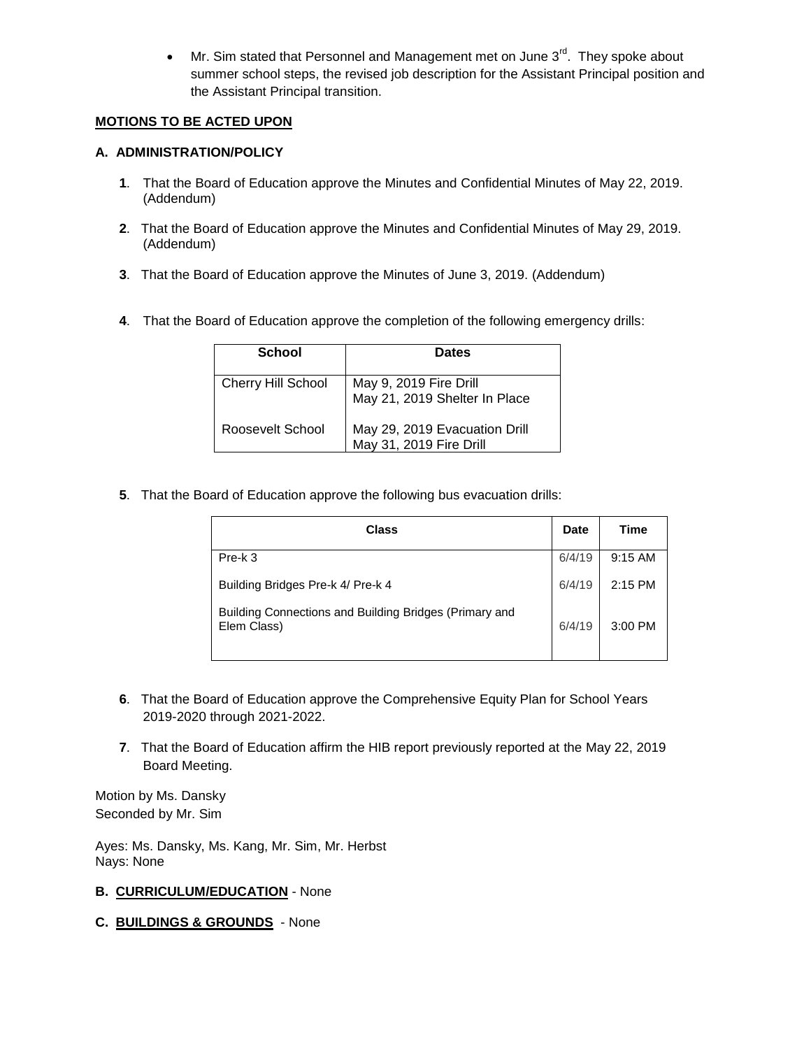- Mr. Sim stated that Personnel and Management met on June 3rd. They spoke about summer school steps, the revised job description for the Assistant Principal position and the Assistant Principal transition.

**MOTIONS TO BE ACTED UPON**

**A. ADMINISTRATION/POLICY**

**1**. That the Board of Education approve the Minutes and Confidential Minutes of May 22, 2019. (Addendum)

**2**. That the Board of Education approve the Minutes and Confidential Minutes of May 29, 2019. (Addendum)

**3**. That the Board of Education approve the Minutes of June 3, 2019. (Addendum)

**4**. That the Board of Education approve the completion of the following emergency drills:

| School | Dates |
|---|---|
| Cherry Hill School | May 9, 2019 Fire Drill<br>May 21, 2019 Shelter In Place |
| Roosevelt School | May 29, 2019 Evacuation Drill<br>May 31, 2019 Fire Drill |

**5**. That the Board of Education approve the following bus evacuation drills:

| Class | Date | Time |
|---|---|---|
| Pre-k 3 | 6/4/19 | 9:15 AM |
| Building Bridges Pre-k 4/ Pre-k 4 | 6/4/19 | 2:15 PM |
| Building Connections and Building Bridges (Primary and Elem Class) | 6/4/19 | 3:00 PM |

**6**. That the Board of Education approve the Comprehensive Equity Plan for School Years 2019-2020 through 2021-2022.

**7**. That the Board of Education affirm the HIB report previously reported at the May 22, 2019 Board Meeting.

Motion by Ms. Dansky
Seconded by Mr. Sim

Ayes: Ms. Dansky, Ms. Kang, Mr. Sim, Mr. Herbst
Nays: None

**B. CURRICULUM/EDUCATION** - None

**C. BUILDINGS & GROUNDS** - None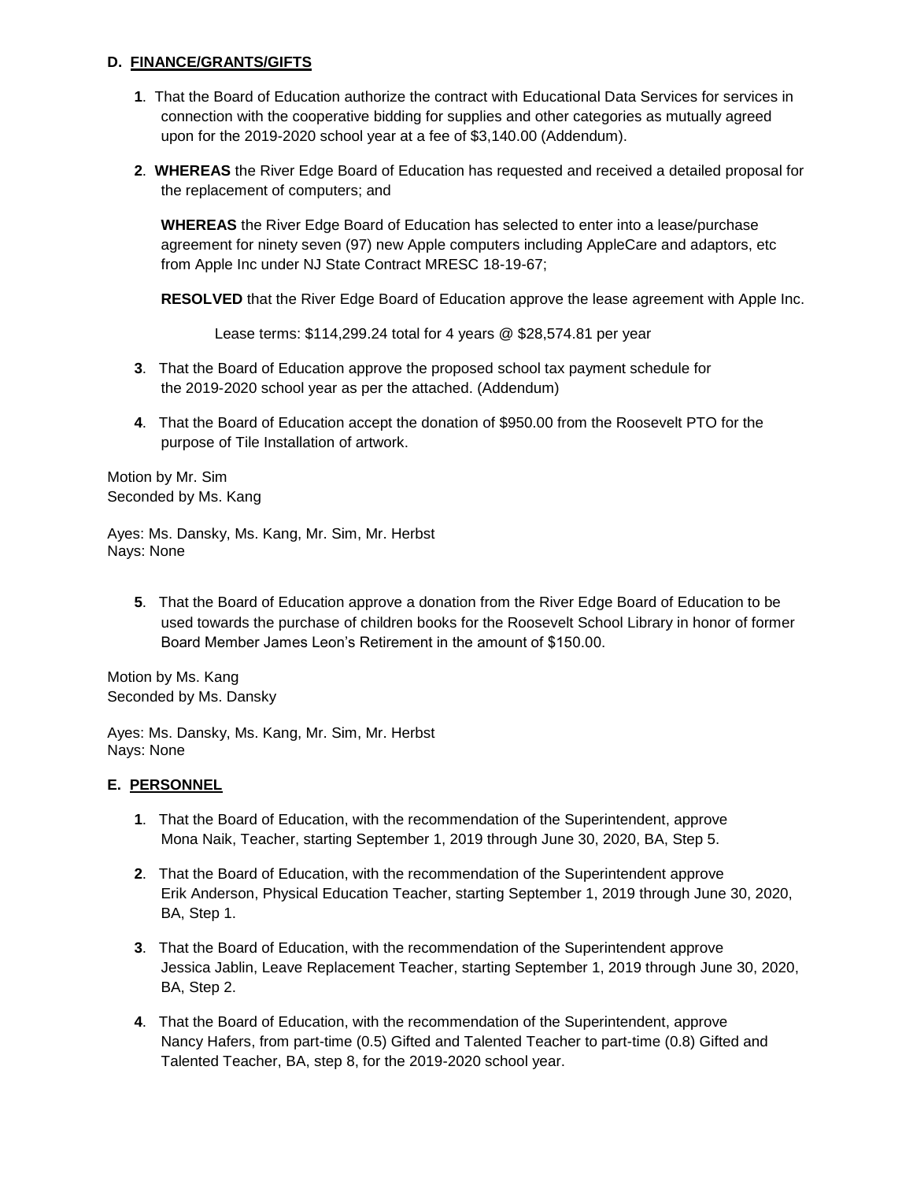## D. FINANCE/GRANTS/GIFTS

**1**. That the Board of Education authorize the contract with Educational Data Services for services in connection with the cooperative bidding for supplies and other categories as mutually agreed upon for the 2019-2020 school year at a fee of $3,140.00 (Addendum).

**2**. **WHEREAS** the River Edge Board of Education has requested and received a detailed proposal for the replacement of computers; and

**WHEREAS** the River Edge Board of Education has selected to enter into a lease/purchase agreement for ninety seven (97) new Apple computers including AppleCare and adaptors, etc from Apple Inc under NJ State Contract MRESC 18-19-67;

**RESOLVED** that the River Edge Board of Education approve the lease agreement with Apple Inc.

Lease terms: $114,299.24 total for 4 years @ $28,574.81 per year

**3**. That the Board of Education approve the proposed school tax payment schedule for the 2019-2020 school year as per the attached. (Addendum)

**4**. That the Board of Education accept the donation of $950.00 from the Roosevelt PTO for the purpose of Tile Installation of artwork.

Motion by Mr. Sim
Seconded by Ms. Kang

Ayes: Ms. Dansky, Ms. Kang, Mr. Sim, Mr. Herbst
Nays: None

**5**. That the Board of Education approve a donation from the River Edge Board of Education to be used towards the purchase of children books for the Roosevelt School Library in honor of former Board Member James Leon's Retirement in the amount of $150.00.

Motion by Ms. Kang
Seconded by Ms. Dansky

Ayes: Ms. Dansky, Ms. Kang, Mr. Sim, Mr. Herbst
Nays: None

## E. PERSONNEL

**1**. That the Board of Education, with the recommendation of the Superintendent, approve Mona Naik, Teacher, starting September 1, 2019 through June 30, 2020, BA, Step 5.

**2**. That the Board of Education, with the recommendation of the Superintendent approve Erik Anderson, Physical Education Teacher, starting September 1, 2019 through June 30, 2020, BA, Step 1.

**3**. That the Board of Education, with the recommendation of the Superintendent approve Jessica Jablin, Leave Replacement Teacher, starting September 1, 2019 through June 30, 2020, BA, Step 2.

**4**. That the Board of Education, with the recommendation of the Superintendent, approve Nancy Hafers, from part-time (0.5) Gifted and Talented Teacher to part-time (0.8) Gifted and Talented Teacher, BA, step 8, for the 2019-2020 school year.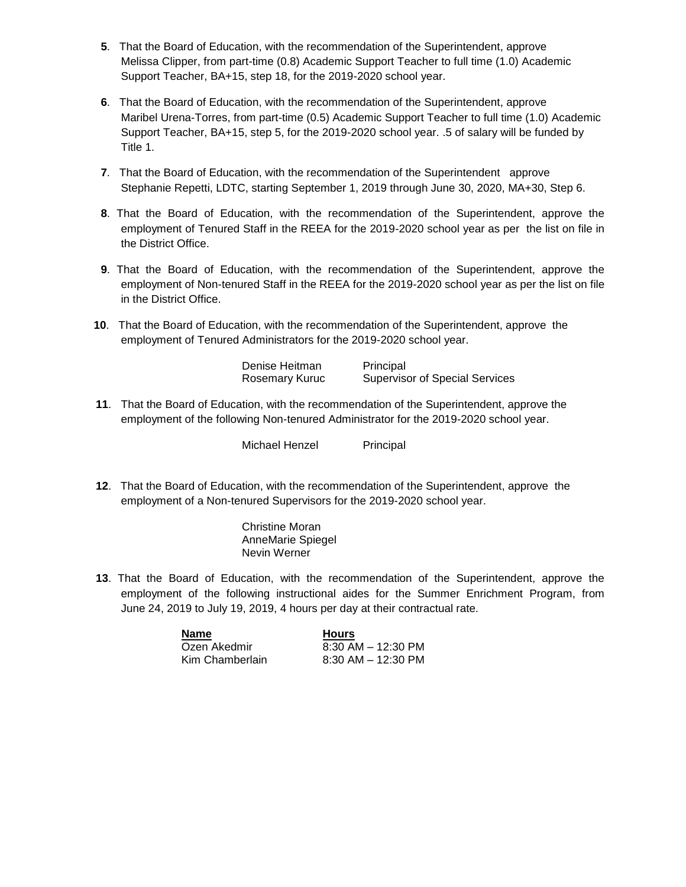**5**. That the Board of Education, with the recommendation of the Superintendent, approve Melissa Clipper, from part-time (0.8) Academic Support Teacher to full time (1.0) Academic Support Teacher, BA+15, step 18, for the 2019-2020 school year.

**6**. That the Board of Education, with the recommendation of the Superintendent, approve Maribel Urena-Torres, from part-time (0.5) Academic Support Teacher to full time (1.0) Academic Support Teacher, BA+15, step 5, for the 2019-2020 school year. .5 of salary will be funded by Title 1.

**7**. That the Board of Education, with the recommendation of the Superintendent approve Stephanie Repetti, LDTC, starting September 1, 2019 through June 30, 2020, MA+30, Step 6.

**8**. That the Board of Education, with the recommendation of the Superintendent, approve the employment of Tenured Staff in the REEA for the 2019-2020 school year as per the list on file in the District Office.

**9**. That the Board of Education, with the recommendation of the Superintendent, approve the employment of Non-tenured Staff in the REEA for the 2019-2020 school year as per the list on file in the District Office.

**10**. That the Board of Education, with the recommendation of the Superintendent, approve the employment of Tenured Administrators for the 2019-2020 school year.

| | |
|---|---|
| Denise Heitman | Principal |
| Rosemary Kuruc | Supervisor of Special Services |

**11**. That the Board of Education, with the recommendation of the Superintendent, approve the employment of the following Non-tenured Administrator for the 2019-2020 school year.

| | |
|---|---|
| Michael Henzel | Principal |

**12**. That the Board of Education, with the recommendation of the Superintendent, approve the employment of a Non-tenured Supervisors for the 2019-2020 school year.

Christine Moran
AnneMarie Spiegel
Nevin Werner

**13**. That the Board of Education, with the recommendation of the Superintendent, approve the employment of the following instructional aides for the Summer Enrichment Program, from June 24, 2019 to July 19, 2019, 4 hours per day at their contractual rate.

| Name | Hours |
|---|---|
| Ozen Akedmir | 8:30 AM – 12:30 PM |
| Kim Chamberlain | 8:30 AM – 12:30 PM |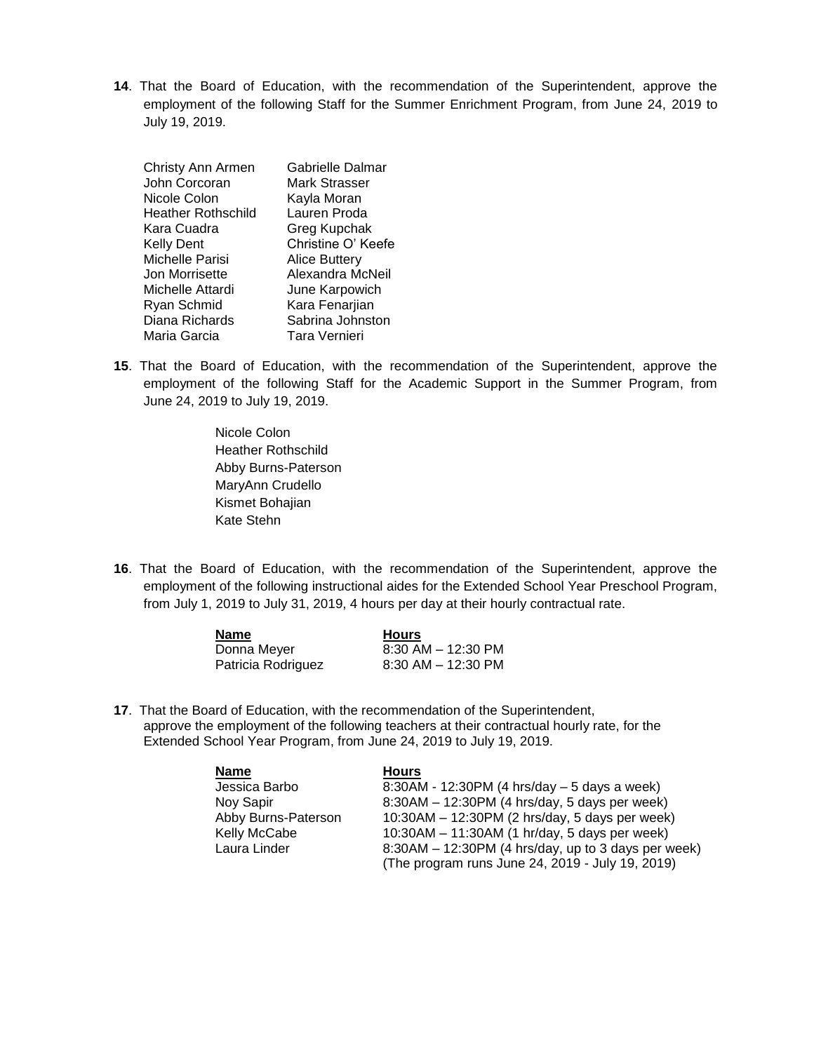**14**. That the Board of Education, with the recommendation of the Superintendent, approve the employment of the following Staff for the Summer Enrichment Program, from June 24, 2019 to July 19, 2019.

| | |
|---|---|
| Christy Ann Armen | Gabrielle Dalmar |
| John Corcoran | Mark Strasser |
| Nicole Colon | Kayla Moran |
| Heather Rothschild | Lauren Proda |
| Kara Cuadra | Greg Kupchak |
| Kelly Dent | Christine O' Keefe |
| Michelle Parisi | Alice Buttery |
| Jon Morrisette | Alexandra McNeil |
| Michelle Attardi | June Karpowich |
| Ryan Schmid | Kara Fenarjian |
| Diana Richards | Sabrina Johnston |
| Maria Garcia | Tara Vernieri |

**15**. That the Board of Education, with the recommendation of the Superintendent, approve the employment of the following Staff for the Academic Support in the Summer Program, from June 24, 2019 to July 19, 2019.

Nicole Colon
Heather Rothschild
Abby Burns-Paterson
MaryAnn Crudello
Kismet Bohajian
Kate Stehn

**16**. That the Board of Education, with the recommendation of the Superintendent, approve the employment of the following instructional aides for the Extended School Year Preschool Program, from July 1, 2019 to July 31, 2019, 4 hours per day at their hourly contractual rate.

| Name | Hours |
|---|---|
| Donna Meyer | 8:30 AM – 12:30 PM |
| Patricia Rodriguez | 8:30 AM – 12:30 PM |

**17**. That the Board of Education, with the recommendation of the Superintendent, approve the employment of the following teachers at their contractual hourly rate, for the Extended School Year Program, from June 24, 2019 to July 19, 2019.

| Name | Hours |
|---|---|
| Jessica Barbo | 8:30AM - 12:30PM (4 hrs/day – 5 days a week) |
| Noy Sapir | 8:30AM – 12:30PM (4 hrs/day, 5 days per week) |
| Abby Burns-Paterson | 10:30AM – 12:30PM (2 hrs/day, 5 days per week) |
| Kelly McCabe | 10:30AM – 11:30AM (1 hr/day, 5 days per week) |
| Laura Linder | 8:30AM – 12:30PM (4 hrs/day, up to 3 days per week) (The program runs June 24, 2019 - July 19, 2019) |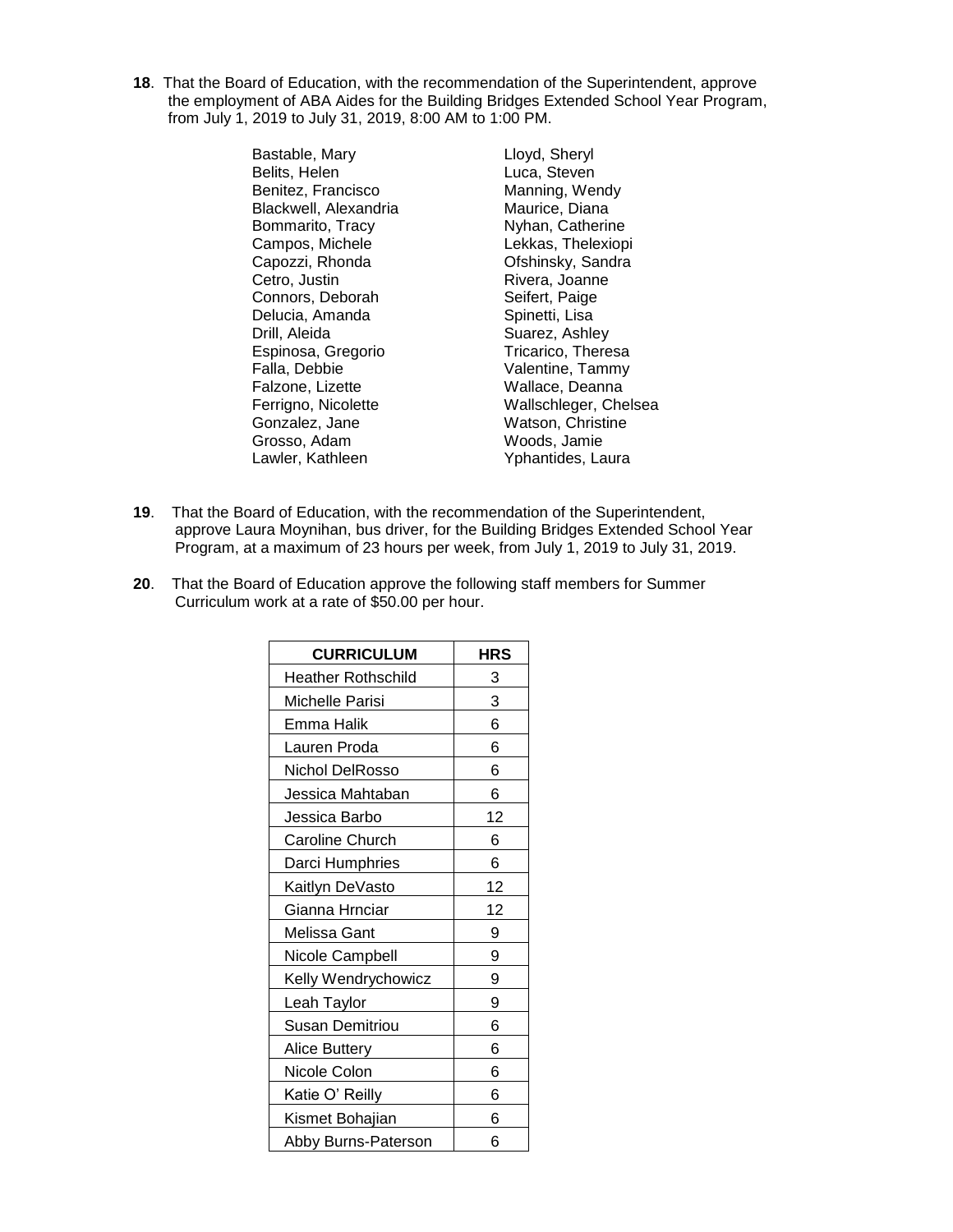**18**. That the Board of Education, with the recommendation of the Superintendent, approve the employment of ABA Aides for the Building Bridges Extended School Year Program, from July 1, 2019 to July 31, 2019, 8:00 AM to 1:00 PM.

Bastable, Mary
Belits, Helen
Benitez, Francisco
Blackwell, Alexandria
Bommarito, Tracy
Campos, Michele
Capozzi, Rhonda
Cetro, Justin
Connors, Deborah
Delucia, Amanda
Drill, Aleida
Espinosa, Gregorio
Falla, Debbie
Falzone, Lizette
Ferrigno, Nicolette
Gonzalez, Jane
Grosso, Adam
Lawler, Kathleen
Lloyd, Sheryl
Luca, Steven
Manning, Wendy
Maurice, Diana
Nyhan, Catherine
Lekkas, Thelexiopi
Ofshinsky, Sandra
Rivera, Joanne
Seifert, Paige
Spinetti, Lisa
Suarez, Ashley
Tricarico, Theresa
Valentine, Tammy
Wallace, Deanna
Wallschleger, Chelsea
Watson, Christine
Woods, Jamie
Yphantides, Laura

**19**. That the Board of Education, with the recommendation of the Superintendent, approve Laura Moynihan, bus driver, for the Building Bridges Extended School Year Program, at a maximum of 23 hours per week, from July 1, 2019 to July 31, 2019.

**20**. That the Board of Education approve the following staff members for Summer Curriculum work at a rate of $50.00 per hour.

| CURRICULUM | HRS |
|---|---|
| Heather Rothschild | 3 |
| Michelle Parisi | 3 |
| Emma Halik | 6 |
| Lauren Proda | 6 |
| Nichol DelRosso | 6 |
| Jessica Mahtaban | 6 |
| Jessica Barbo | 12 |
| Caroline Church | 6 |
| Darci Humphries | 6 |
| Kaitlyn DeVasto | 12 |
| Gianna Hrnciar | 12 |
| Melissa Gant | 9 |
| Nicole Campbell | 9 |
| Kelly Wendrychowicz | 9 |
| Leah Taylor | 9 |
| Susan Demitriou | 6 |
| Alice Buttery | 6 |
| Nicole Colon | 6 |
| Katie O' Reilly | 6 |
| Kismet Bohajian | 6 |
| Abby Burns-Paterson | 6 |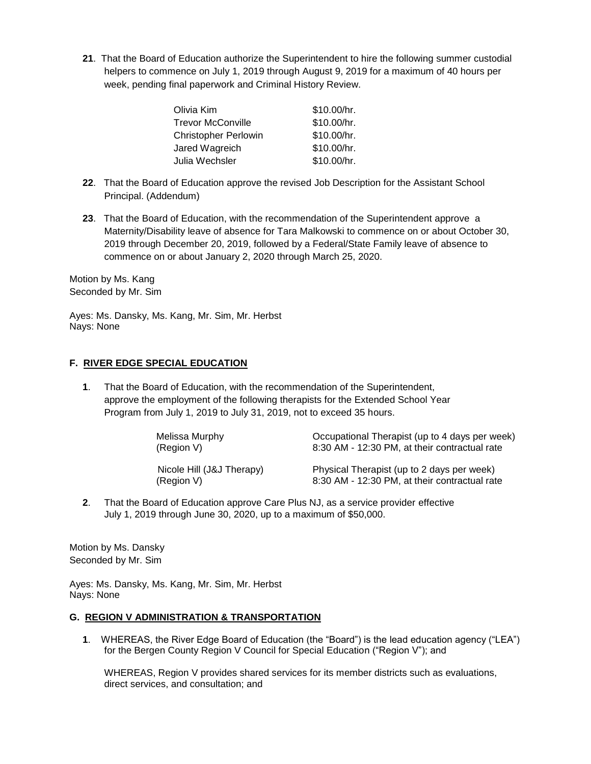**21**. That the Board of Education authorize the Superintendent to hire the following summer custodial helpers to commence on July 1, 2019 through August 9, 2019 for a maximum of 40 hours per week, pending final paperwork and Criminal History Review.

| | |
|---|---|
| Olivia Kim | $10.00/hr. |
| Trevor McConville | $10.00/hr. |
| Christopher Perlowin | $10.00/hr. |
| Jared Wagreich | $10.00/hr. |
| Julia Wechsler | $10.00/hr. |

**22**. That the Board of Education approve the revised Job Description for the Assistant School Principal. (Addendum)

**23**. That the Board of Education, with the recommendation of the Superintendent approve a Maternity/Disability leave of absence for Tara Malkowski to commence on or about October 30, 2019 through December 20, 2019, followed by a Federal/State Family leave of absence to commence on or about January 2, 2020 through March 25, 2020.

Motion by Ms. Kang
Seconded by Mr. Sim

Ayes: Ms. Dansky, Ms. Kang, Mr. Sim, Mr. Herbst
Nays: None

**F. RIVER EDGE SPECIAL EDUCATION**

**1**. That the Board of Education, with the recommendation of the Superintendent, approve the employment of the following therapists for the Extended School Year Program from July 1, 2019 to July 31, 2019, not to exceed 35 hours.

| | |
|---|---|
| Melissa Murphy (Region V) | Occupational Therapist (up to 4 days per week) 8:30 AM - 12:30 PM, at their contractual rate |
| Nicole Hill (J&J Therapy) (Region V) | Physical Therapist (up to 2 days per week) 8:30 AM - 12:30 PM, at their contractual rate |

**2**. That the Board of Education approve Care Plus NJ, as a service provider effective July 1, 2019 through June 30, 2020, up to a maximum of $50,000.

Motion by Ms. Dansky
Seconded by Mr. Sim

Ayes: Ms. Dansky, Ms. Kang, Mr. Sim, Mr. Herbst
Nays: None

**G. REGION V ADMINISTRATION & TRANSPORTATION**

**1**. WHEREAS, the River Edge Board of Education (the "Board") is the lead education agency ("LEA") for the Bergen County Region V Council for Special Education ("Region V"); and

WHEREAS, Region V provides shared services for its member districts such as evaluations, direct services, and consultation; and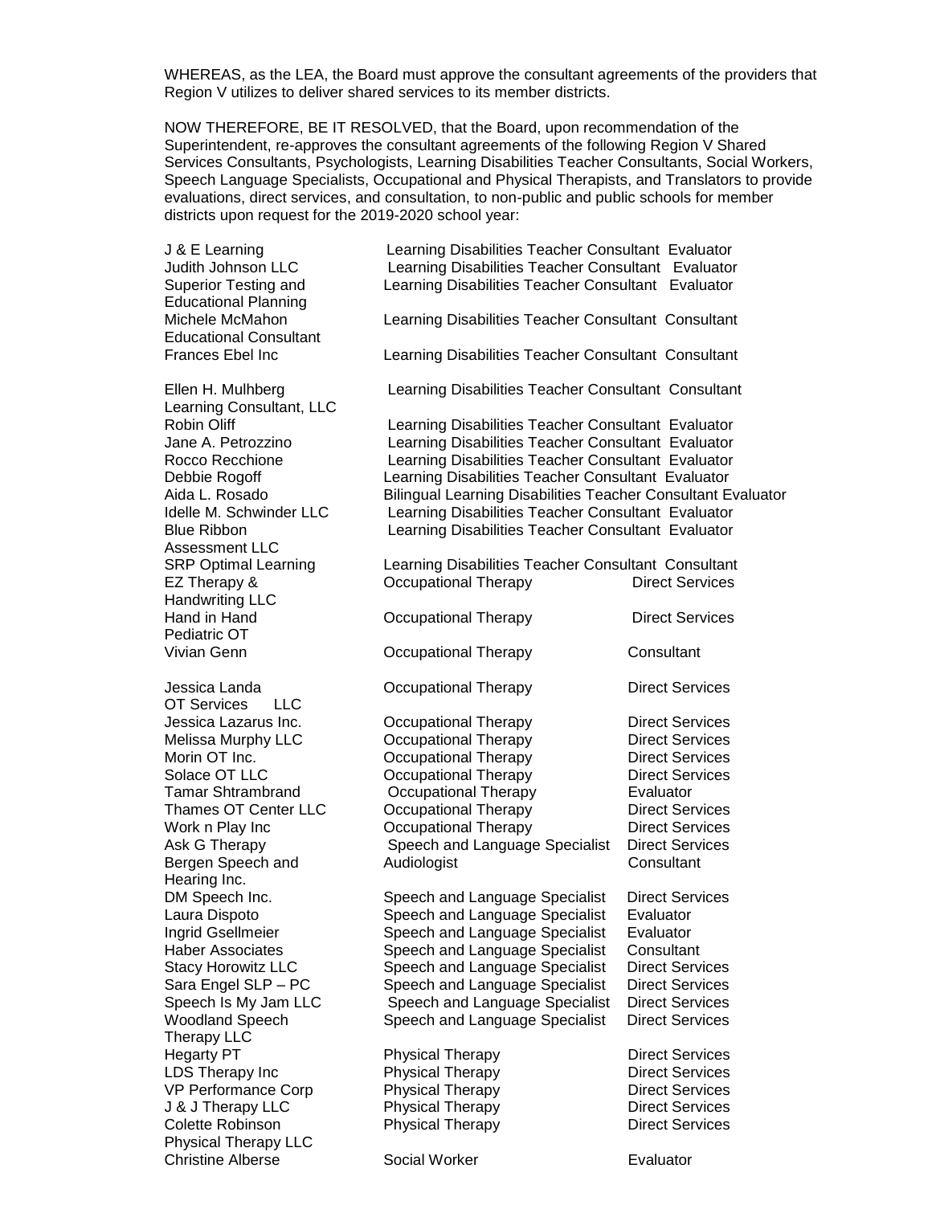WHEREAS, as the LEA, the Board must approve the consultant agreements of the providers that Region V utilizes to deliver shared services to its member districts.

NOW THEREFORE, BE IT RESOLVED, that the Board, upon recommendation of the Superintendent, re-approves the consultant agreements of the following Region V Shared Services Consultants, Psychologists, Learning Disabilities Teacher Consultants, Social Workers, Speech Language Specialists, Occupational and Physical Therapists, and Translators to provide evaluations, direct services, and consultation, to non-public and public schools for member districts upon request for the 2019-2020 school year:

| | | |
|---|---|---|
| J & E Learning | Learning Disabilities Teacher Consultant | Evaluator |
| Judith Johnson LLC | Learning Disabilities Teacher Consultant | Evaluator |
| Superior Testing and Educational Planning | Learning Disabilities Teacher Consultant | Evaluator |
| Michele McMahon Educational Consultant | Learning Disabilities Teacher Consultant | Consultant |
| Frances Ebel Inc | Learning Disabilities Teacher Consultant | Consultant |
| Ellen H. Mulhberg Learning Consultant, LLC | Learning Disabilities Teacher Consultant | Consultant |
| Robin Oliff | Learning Disabilities Teacher Consultant | Evaluator |
| Jane A. Petrozzino | Learning Disabilities Teacher Consultant | Evaluator |
| Rocco Recchione | Learning Disabilities Teacher Consultant | Evaluator |
| Debbie Rogoff | Learning Disabilities Teacher Consultant | Evaluator |
| Aida L. Rosado | Bilingual Learning Disabilities Teacher Consultant | Evaluator |
| Idelle M. Schwinder LLC | Learning Disabilities Teacher Consultant | Evaluator |
| Blue Ribbon Assessment LLC | Learning Disabilities Teacher Consultant | Evaluator |
| SRP Optimal Learning | Learning Disabilities Teacher Consultant | Consultant |
| EZ Therapy & Handwriting LLC | Occupational Therapy | Direct Services |
| Hand in Hand Pediatric OT | Occupational Therapy | Direct Services |
| Vivian Genn | Occupational Therapy | Consultant |
| Jessica Landa OT Services LLC | Occupational Therapy | Direct Services |
| Jessica Lazarus Inc. | Occupational Therapy | Direct Services |
| Melissa Murphy LLC | Occupational Therapy | Direct Services |
| Morin OT Inc. | Occupational Therapy | Direct Services |
| Solace OT LLC | Occupational Therapy | Direct Services |
| Tamar Shtrambrand | Occupational Therapy | Evaluator |
| Thames OT Center LLC | Occupational Therapy | Direct Services |
| Work n Play Inc | Occupational Therapy | Direct Services |
| Ask G Therapy | Speech and Language Specialist | Direct Services |
| Bergen Speech and Hearing Inc. | Audiologist | Consultant |
| DM Speech Inc. | Speech and Language Specialist | Direct Services |
| Laura Dispoto | Speech and Language Specialist | Evaluator |
| Ingrid Gsellmeier | Speech and Language Specialist | Evaluator |
| Haber Associates | Speech and Language Specialist | Consultant |
| Stacy Horowitz LLC | Speech and Language Specialist | Direct Services |
| Sara Engel SLP – PC | Speech and Language Specialist | Direct Services |
| Speech Is My Jam LLC | Speech and Language Specialist | Direct Services |
| Woodland Speech Therapy LLC | Speech and Language Specialist | Direct Services |
| Hegarty PT | Physical Therapy | Direct Services |
| LDS Therapy Inc | Physical Therapy | Direct Services |
| VP Performance Corp | Physical Therapy | Direct Services |
| J & J Therapy LLC | Physical Therapy | Direct Services |
| Colette Robinson Physical Therapy LLC | Physical Therapy | Direct Services |
| Christine Alberse | Social Worker | Evaluator |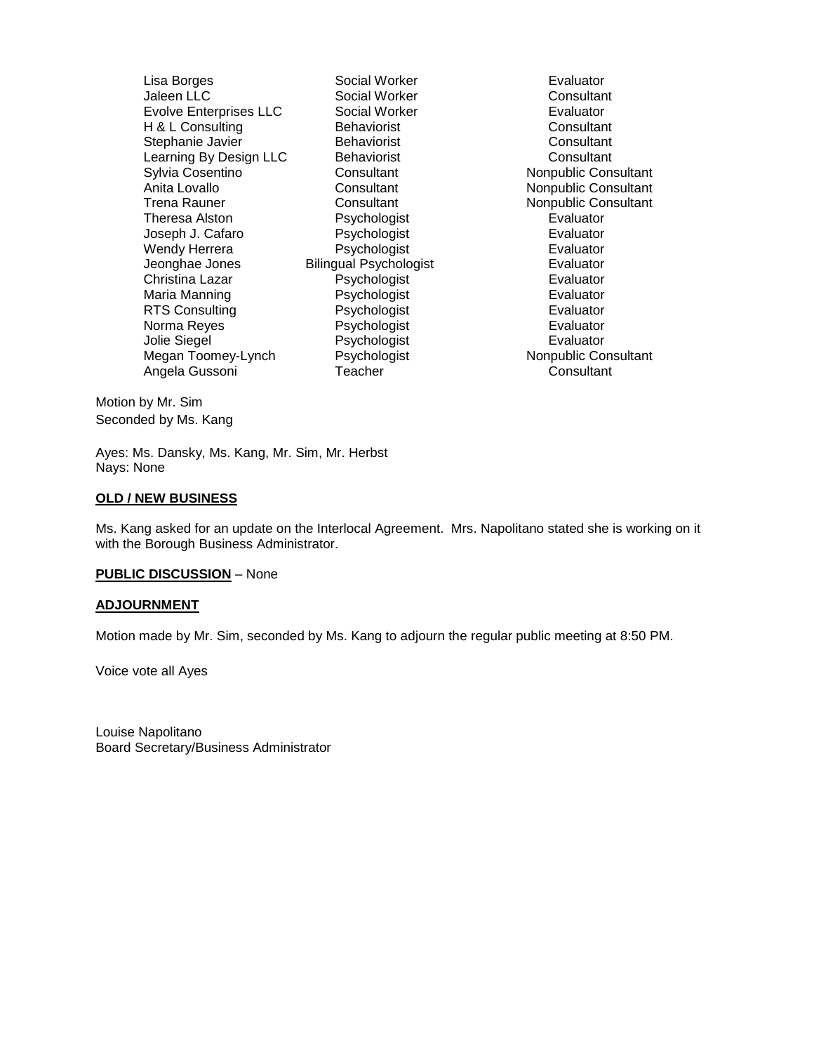| | | |
|---|---|---|
| Lisa Borges | Social Worker | Evaluator |
| Jaleen LLC | Social Worker | Consultant |
| Evolve Enterprises LLC | Social Worker | Evaluator |
| H & L Consulting | Behaviorist | Consultant |
| Stephanie Javier | Behaviorist | Consultant |
| Learning By Design LLC | Behaviorist | Consultant |
| Sylvia Cosentino | Consultant | Nonpublic Consultant |
| Anita Lovallo | Consultant | Nonpublic Consultant |
| Trena Rauner | Consultant | Nonpublic Consultant |
| Theresa Alston | Psychologist | Evaluator |
| Joseph J. Cafaro | Psychologist | Evaluator |
| Wendy Herrera | Psychologist | Evaluator |
| Jeonghae Jones | Bilingual Psychologist | Evaluator |
| Christina Lazar | Psychologist | Evaluator |
| Maria Manning | Psychologist | Evaluator |
| RTS Consulting | Psychologist | Evaluator |
| Norma Reyes | Psychologist | Evaluator |
| Jolie Siegel | Psychologist | Evaluator |
| Megan Toomey-Lynch | Psychologist | Nonpublic Consultant |
| Angela Gussoni | Teacher | Consultant |

Motion by Mr. Sim
Seconded by Ms. Kang

Ayes: Ms. Dansky, Ms. Kang, Mr. Sim, Mr. Herbst
Nays: None

**OLD / NEW BUSINESS**

Ms. Kang asked for an update on the Interlocal Agreement. Mrs. Napolitano stated she is working on it with the Borough Business Administrator.

**PUBLIC DISCUSSION** – None

**ADJOURNMENT**

Motion made by Mr. Sim, seconded by Ms. Kang to adjourn the regular public meeting at 8:50 PM.

Voice vote all Ayes

Louise Napolitano
Board Secretary/Business Administrator